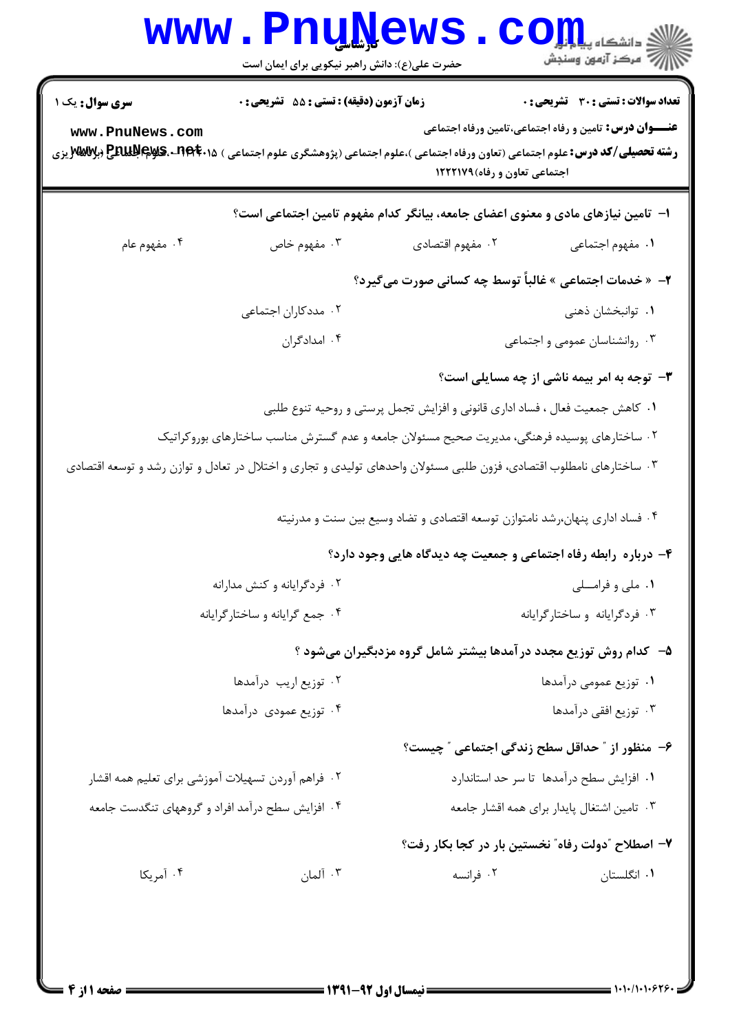**سری سوال:** یک ۱

**زمان آزمون (دقیقه) : تستی : ۵۵ تشریحی : ۰**

**تعداد سوالات : تستی : ۳۰ تشریحی : ۰**

**عنـــوان درس:** تامین و رفاه اجتماعی،تامین ورفاه اجتماعی

**رشته تحصیلی/کد درس:** علوم اجتماعی (تعاون ورفاه اجتماعی )،علوم اجتماعی (پژوهشگری علوم اجتماعی ) ۱۲۲۲۰۱۵ - ،علوم اجتماعی (برنامه ریزی اجتماعی تعاون و رفاه)۱۲۲۲۱۷۹

۱- تامین نیازهای مادی و معنوی اعضای جامعه، بیانگر کدام مفهوم تامین اجتماعی است؟

۱. مفهوم اجتماعی
۲. مفهوم اقتصادی
۳. مفهوم خاص
۴. مفهوم عام

۲- « خدمات اجتماعی » غالباً توسط چه کسانی صورت می‌گیرد؟

۱. توانبخشان ذهنی
۲. مددکاران اجتماعی
۳. روانشناسان عمومی و اجتماعی
۴. امدادگران

۳- توجه به امر بیمه ناشی از چه مسایلی است؟

۱. کاهش جمعیت فعال ، فساد اداری قانونی و افزایش تجمل پرستی و روحیه تنوع طلبی
۲. ساختارهای پوسیده فرهنگی، مدیریت صحیح مسئولان جامعه و عدم گسترش مناسب ساختارهای بوروکراتیک
۳. ساختارهای نامطلوب اقتصادی، فزون طلبی مسئولان واحدهای تولیدی و تجاری و اختلال در تعادل و توازن رشد و توسعه اقتصادی
۴. فساد اداری پنهان،رشد نامتوازن توسعه اقتصادی و تضاد وسیع بین سنت و مدرنیته

۴- درباره رابطه رفاه اجتماعی و جمعیت چه دیدگاه هایی وجود دارد؟

۱. ملی و فراملـی
۲. فردگرایانه و کنش مدارانه
۳. فردگرایانه و ساختارگرایانه
۴. جمع گرایانه و ساختارگرایانه

۵- کدام روش توزیع مجدد درآمدها بیشتر شامل گروه مزدبگیران می‌شود ؟

۱. توزیع عمومی درآمدها
۲. توزیع اریب درآمدها
۳. توزیع افقی درآمدها
۴. توزیع عمودی درآمدها

۶- منظور از " حداقل سطح زندگی اجتماعی " چیست؟

۱. افزایش سطح درآمدها تا سر حد استاندارد
۲. فراهم آوردن تسهیلات آموزشی برای تعلیم همه اقشار
۳. تامین اشتغال پایدار برای همه اقشار جامعه
۴. افزایش سطح درآمد افراد و گروههای تنگدست جامعه

۷- اصطلاح "دولت رفاه" نخستین بار در کجا بکار رفت؟

۱. انگلستان
۲. فرانسه
۳. آلمان
۴. آمریکا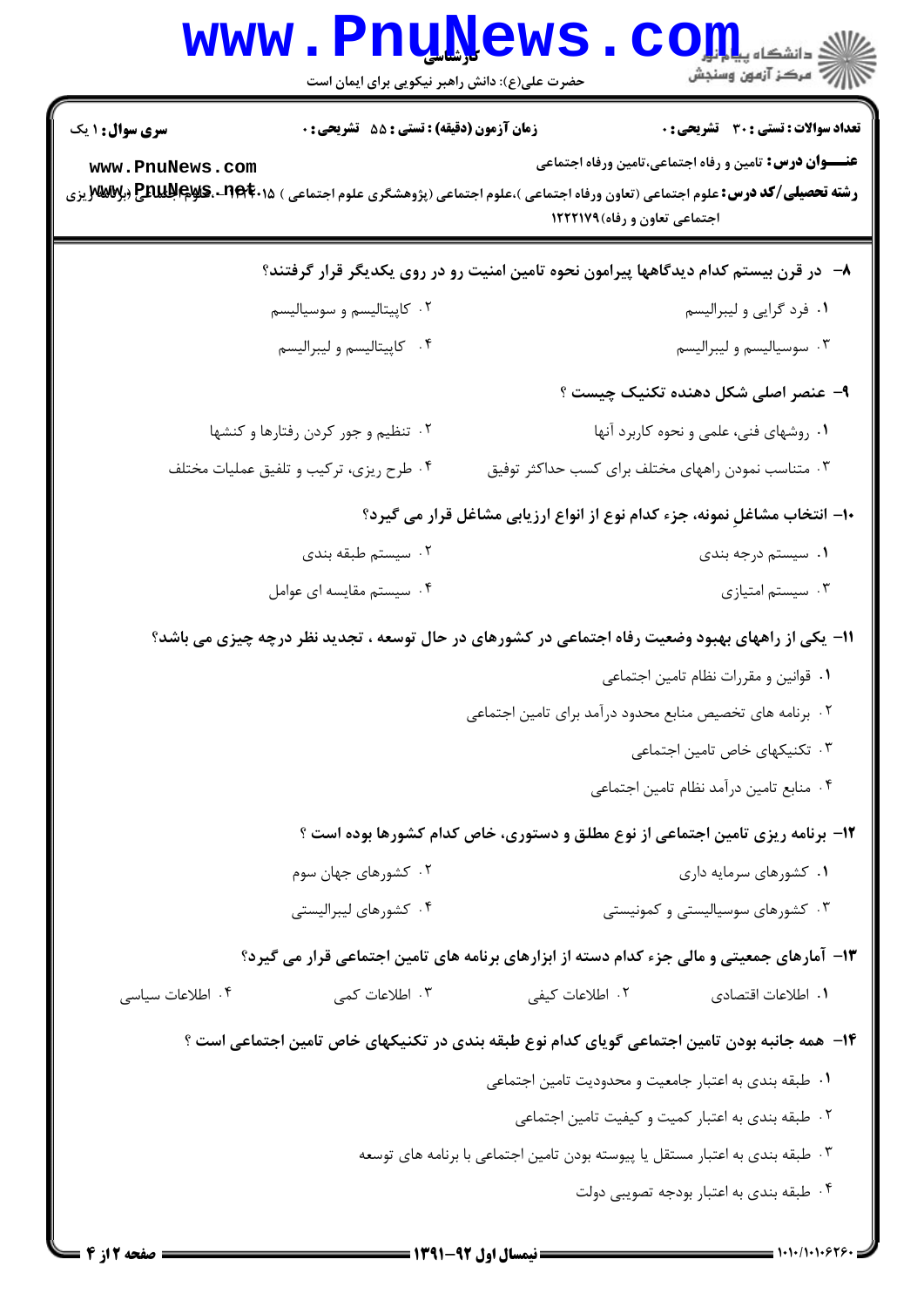**سری سوال:** ۱ یک | **زمان آزمون (دقیقه) : تستی :** ۵۵ **تشریحی :** ۰ | **تعداد سوالات : تستی :** ۳۰ **تشریحی :** ۰

**عنـــوان درس:** تامین و رفاه اجتماعی،تامین ورفاه اجتماعی

**رشته تحصیلی/کد درس:** علوم اجتماعی (تعاون ورفاه اجتماعی )،علوم اجتماعی (پژوهشگری علوم اجتماعی ) ۱۲۲۲۰۱۵ - ،علوم اجتماعی (برنامه ریزی اجتماعی تعاون و رفاه)۱۲۲۲۱۷۹

**۸- در قرن بیستم کدام دیدگاهها پیرامون نحوه تامین امنیت رو در روی یکدیگر قرار گرفتند؟**

۱. فرد گرایی و لیبرالیسم
۲. کاپیتالیسم و سوسیالیسم
۳. سوسیالیسم و لیبرالیسم
۴. کاپیتالیسم و لیبرالیسم

**۹- عنصر اصلی شکل دهنده تکنیک چیست ؟**

۱. روشهای فنی، علمی و نحوه کاربرد آنها
۲. تنظیم و جور کردن رفتارها و کنشها
۳. متناسب نمودن راههای مختلف برای کسب حداکثر توفیق
۴. طرح ریزی، ترکیب و تلفیق عملیات مختلف

**۱۰- انتخاب مشاغلِ نمونه، جزء کدام نوع از انواع ارزیابی مشاغل قرار می گیرد؟**

۱. سیستم درجه بندی
۲. سیستم طبقه بندی
۳. سیستم امتیازی
۴. سیستم مقایسه ای عوامل

**۱۱- یکی از راههای بهبود وضعیت رفاه اجتماعی در کشورهای در حال توسعه ، تجدید نظر درچه چیزی می باشد؟**

۱. قوانین و مقررات نظام تامین اجتماعی
۲. برنامه های تخصیص منابع محدود درآمد برای تامین اجتماعی
۳. تکنیکهای خاص تامین اجتماعی
۴. منابع تامین درآمد نظام تامین اجتماعی

**۱۲- برنامه ریزی تامین اجتماعی از نوع مطلق و دستوری، خاص کدام کشورها بوده است ؟**

۱. کشورهای سرمایه داری
۲. کشورهای جهان سوم
۳. کشورهای سوسیالیستی و کمونیستی
۴. کشورهای لیبرالیستی

**۱۳- آمارهای جمعیتی و مالی جزء کدام دسته از ابزارهای برنامه های تامین اجتماعی قرار می گیرد؟**

۱. اطلاعات اقتصادی
۲. اطلاعات کیفی
۳. اطلاعات کمی
۴. اطلاعات سیاسی

**۱۴- همه جانبه بودن تامین اجتماعی گویای کدام نوع طبقه بندی در تکنیکهای خاص تامین اجتماعی است ؟**

۱. طبقه بندی به اعتبار جامعیت و محدودیت تامین اجتماعی
۲. طبقه بندی به اعتبار کمیت و کیفیت تامین اجتماعی
۳. طبقه بندی به اعتبار مستقل یا پیوسته بودن تامین اجتماعی با برنامه های توسعه
۴. طبقه بندی به اعتبار بودجه تصویبی دولت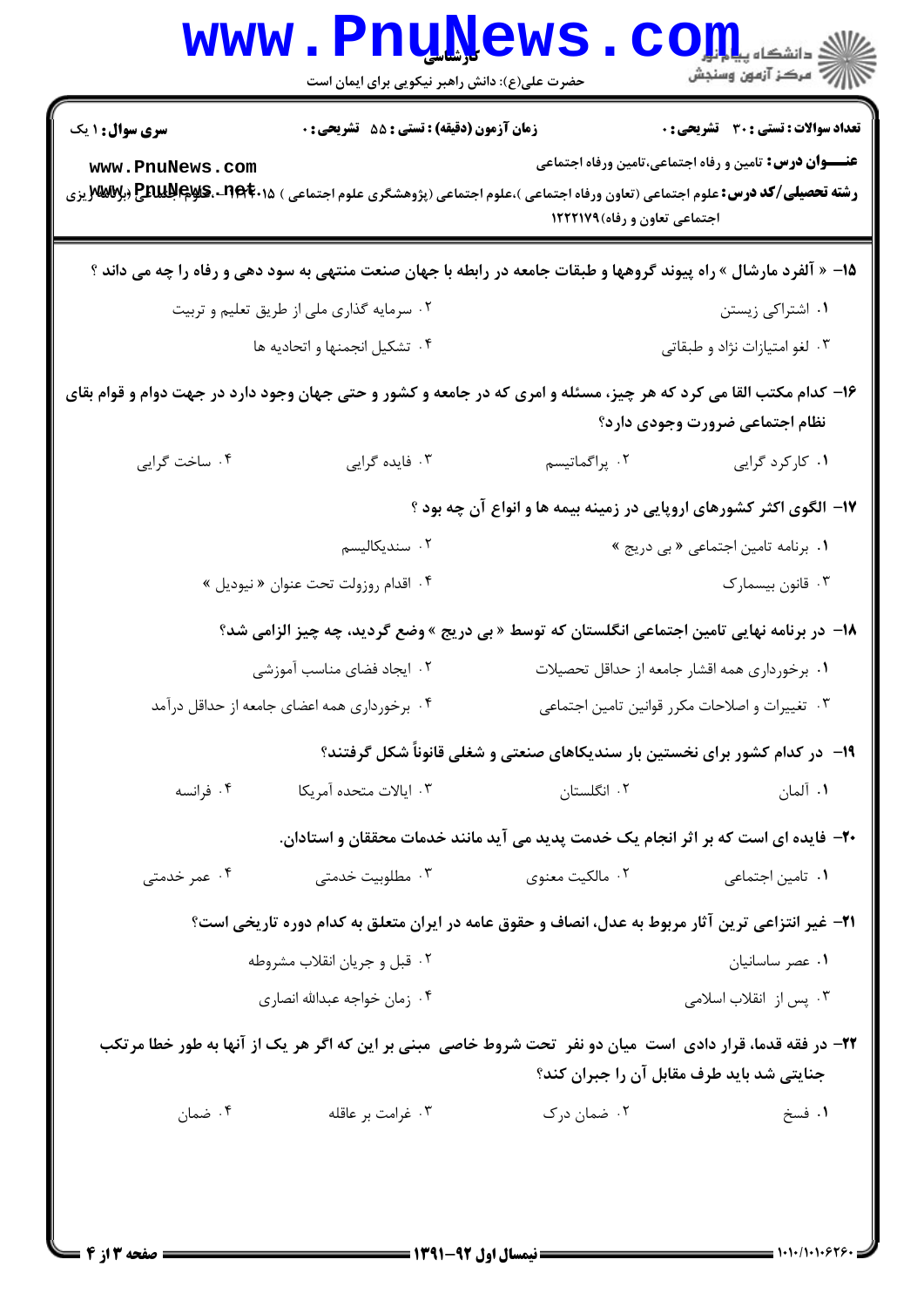**سری سوال:** ۱ یک | **زمان آزمون (دقیقه) : تستی :** ۵۵ **تشریحی :** ۰ | **تعداد سوالات : تستی :** ۳۰ **تشریحی :** ۰

**عنـــوان درس:** تامین و رفاه اجتماعی،تامین ورفاه اجتماعی

**رشته تحصیلی/کد درس:** علوم اجتماعی (تعاون ورفاه اجتماعی )،علوم اجتماعی (پژوهشگری علوم اجتماعی ) ۱۲۲۲۰۱۵ - ،علوم اجتماعی (برنامه ریزی اجتماعی تعاون و رفاه)۱۲۲۲۱۷۹

۱۵- « آلفرد مارشال » راه پیوند گروهها و طبقات جامعه در رابطه با جهان صنعت منتهی به سود دهی و رفاه را چه می داند ؟

۱. اشتراکی زیستن
۲. سرمایه گذاری ملی از طریق تعلیم و تربیت
۳. لغو امتیازات نژاد و طبقاتی
۴. تشکیل انجمنها و اتحادیه ها

۱۶- کدام مکتب القا می کرد که هر چیز، مسئله و امری که در جامعه و کشور و حتی جهان وجود دارد در جهت دوام و قوام بقای نظام اجتماعی ضرورت وجودی دارد؟

۱. کارکرد گرایی
۲. پراگماتیسم
۳. فایده گرایی
۴. ساخت گرایی

۱۷- الگوی اکثر کشورهای اروپایی در زمینه بیمه ها و انواع آن چه بود ؟

۱. برنامه تامین اجتماعی « بی دریج »
۲. سندیکالیسم
۳. قانون بیسمارک
۴. اقدام روزولت تحت عنوان « نیودیل »

۱۸- در برنامه نهایی تامین اجتماعی انگلستان که توسط « بی دریج » وضع گردید، چه چیز الزامی شد؟

۱. برخورداری همه اقشار جامعه از حداقل تحصیلات
۲. ایجاد فضای مناسب آموزشی
۳. تغییرات و اصلاحات مکرر قوانین تامین اجتماعی
۴. برخورداری همه اعضای جامعه از حداقل درآمد

۱۹- در کدام کشور برای نخستین بار سندیکاهای صنعتی و شغلی قانوناً شکل گرفتند؟

۱. آلمان
۲. انگلستان
۳. ایالات متحده آمریکا
۴. فرانسه

۲۰- فایده ای است که بر اثر انجام یک خدمت پدید می آید مانند خدمات محققان و استادان.

۱. تامین اجتماعی
۲. مالکیت معنوی
۳. مطلوبیت خدمتی
۴. عمر خدمتی

۲۱- غیر انتزاعی ترین آثار مربوط به عدل، انصاف و حقوق عامه در ایران متعلق به کدام دوره تاریخی است؟

۱. عصر ساسانیان
۲. قبل و جریان انقلاب مشروطه
۳. پس از انقلاب اسلامی
۴. زمان خواجه عبدالله انصاری

۲۲- در فقه قدما، قرار دادی است میان دو نفر تحت شروط خاصی مبنی بر این که اگر هر یک از آنها به طور خطا مرتکب جنایتی شد باید طرف مقابل آن را جبران کند؟

۱. فسخ
۲. ضمان درک
۳. غرامت بر عاقله
۴. ضمان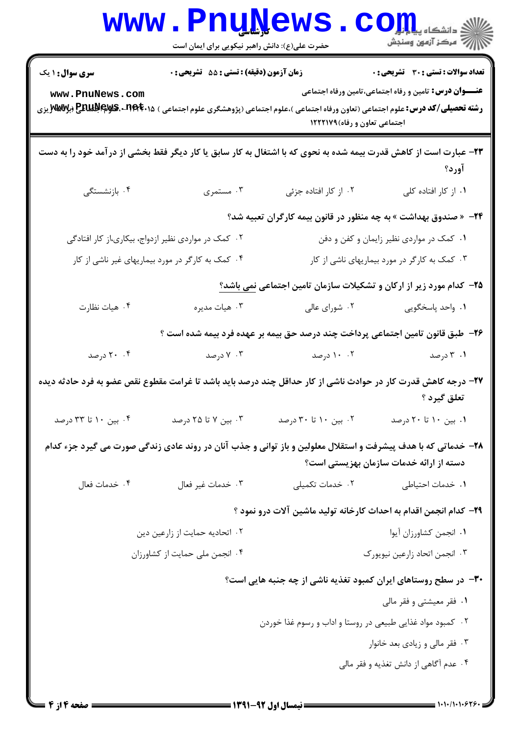۲۳- عبارت است از کاهش قدرت بیمه شده به نحوی که با اشتغال به کار سابق یا کار دیگر فقط بخشی از درآمد خود را به دست آورد؟

۱. از کار افتاده کلی
۲. از کار افتاده جزئی
۳. مستمری
۴. بازنشستگی

۲۴- « صندوق بهداشت » به چه منظور در قانون بیمه کارگران تعبیه شد؟

۱. کمک در مواردی نظیر زایمان و کفن و دفن
۲. کمک در مواردی نظیر ازدواج، بیکاری،از کار افتادگی
۳. کمک به کارگر در مورد بیماریهای ناشی از کار
۴. کمک به کارگر در مورد بیماریهای غیر ناشی از کار

۲۵- کدام مورد زیر از ارکان و تشکیلات سازمان تامین اجتماعی نمی باشد؟

۱. واحد پاسخگویی
۲. شورای عالی
۳. هیات مدیره
۴. هیات نظارت

۲۶- طبق قانون تامین اجتماعی پرداخت چند درصد حق بیمه بر عهده فرد بیمه شده است ؟

۱. ۳ درصد
۲. ۱۰ درصد
۳. ۷ درصد
۴. ۲۰ درصد

۲۷- درجه کاهش قدرت کار در حوادث ناشی از کار حداقل چند درصد باید باشد تا غرامت مقطوع نقص عضو به فرد حادثه دیده تعلق گیرد ؟

۱. بین ۱۰ تا ۲۰ درصد
۲. بین ۱۰ تا ۳۰ درصد
۳. بین ۷ تا ۲۵ درصد
۴. بین ۱۰ تا ۳۳ درصد

۲۸- خدماتی که با هدف پیشرفت و استقلال معلولین و باز توانی و جذب آنان در روند عادی زندگی صورت می گیرد جزء کدام دسته از ارائه خدمات سازمان بهزیستی است؟

۱. خدمات احتیاطی
۲. خدمات تکمیلی
۳. خدمات غیر فعال
۴. خدمات فعال

۲۹- کدام انجمن اقدام به احداث کارخانه تولید ماشین آلات درو نمود ؟

۱. انجمن کشاورزان آیوا
۲. اتحادیه حمایت از زارعین دین
۳. انجمن اتحاد زارعین نیویورک
۴. انجمن ملی حمایت از کشاورزان

۳۰- در سطح روستاهای ایران کمبود تغذیه ناشی از چه جنبه هایی است؟

۱. فقر معیشتی و فقر مالی
۲. کمبود مواد غذایی طبیعی در روستا و اداب و رسوم غذا خوردن
۳. فقر مالی و زیادی بعد خانوار
۴. عدم آگاهی از دانش تغذیه و فقر مالی